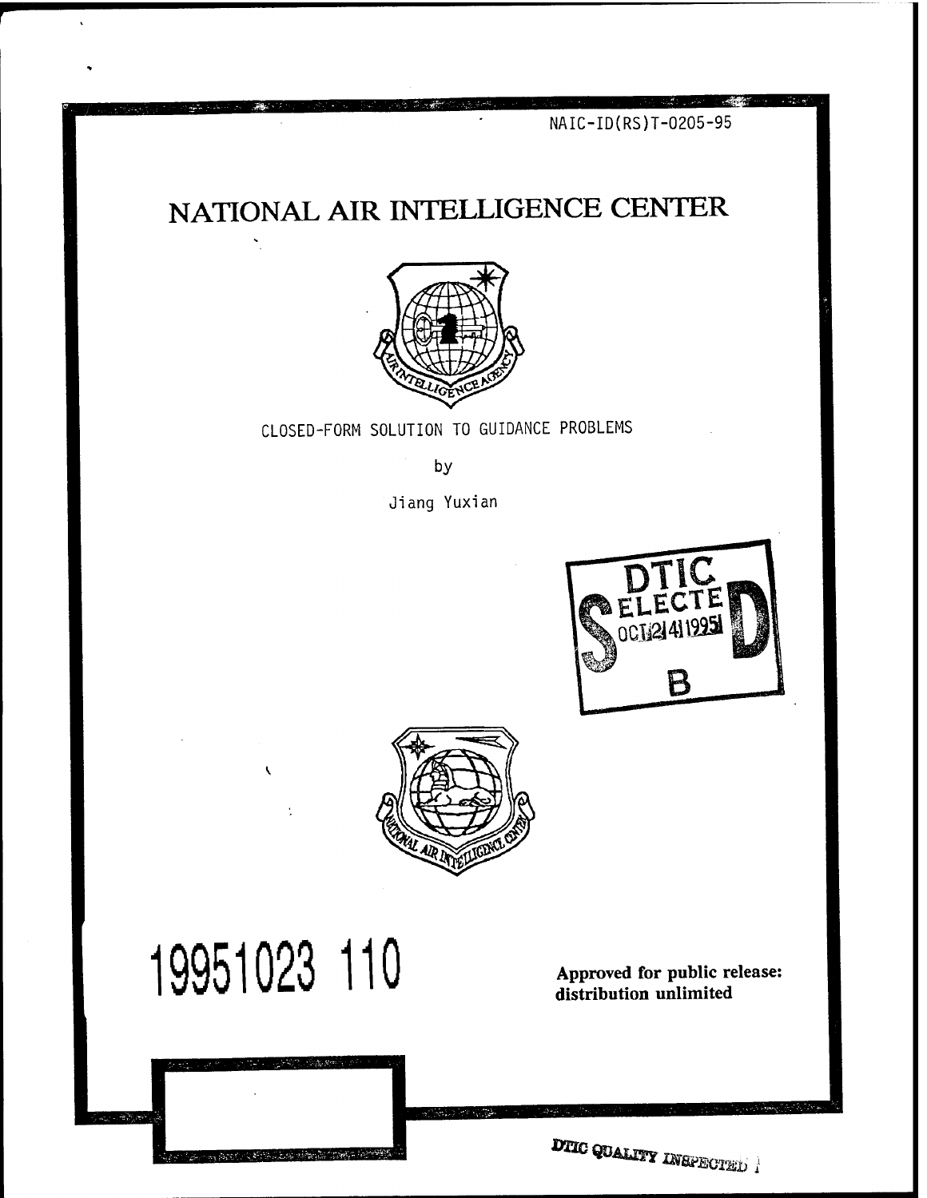NAIC-ID(RS)T-0205-95

# NATIONAL AIR INTELLIGENCE CENTER

CLOSED-FORM SOLUTION TO GUIDANCE PROBLEMS

by

Jiang Yuxian

DTIC ELECTE OCT 24 1995 B

19951023 110

**Approved for public release: distribution unlimited**

DTIC QUALITY INSPECTED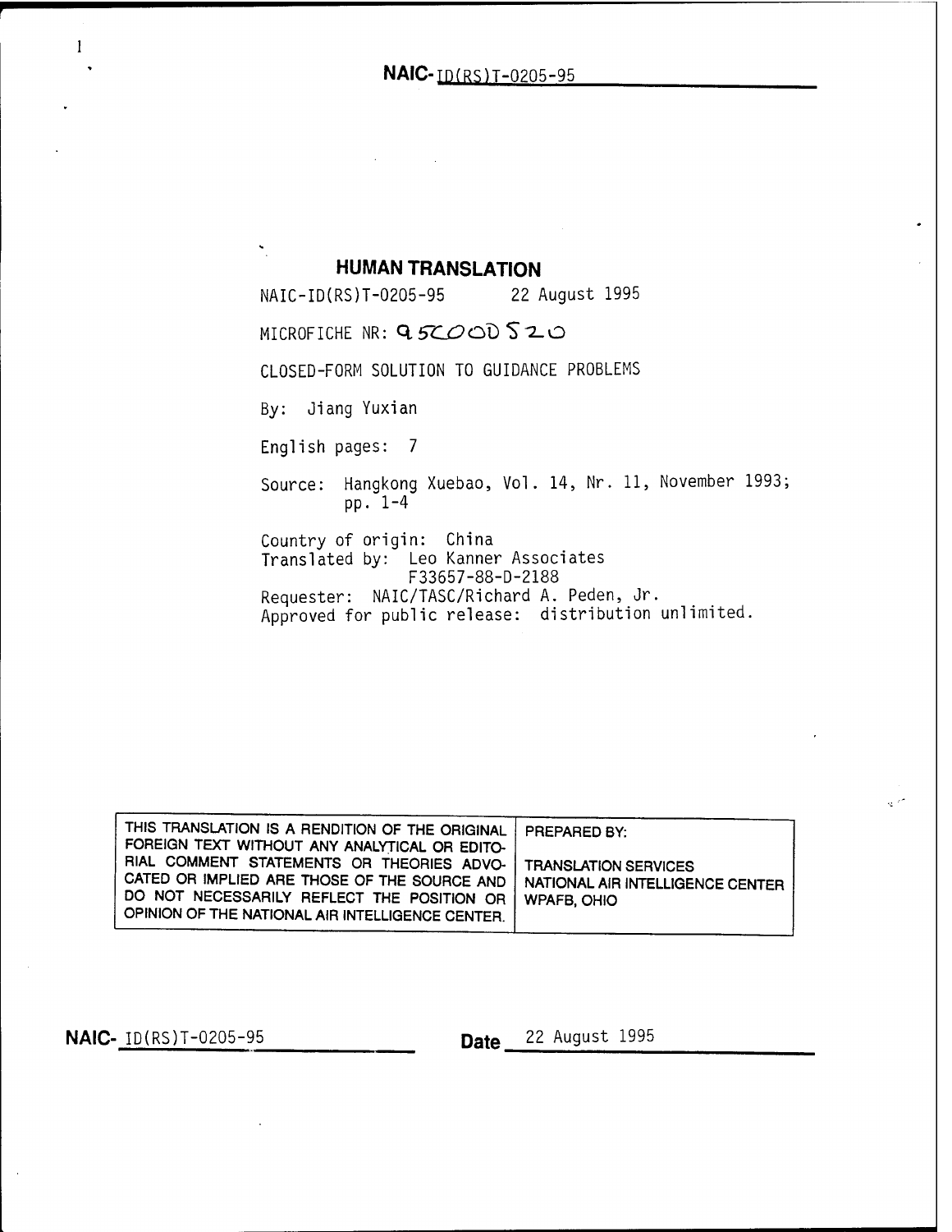NAIC-ID(RS)T-0205-95

# HUMAN TRANSLATION

NAIC-ID(RS)T-0205-95 22 August 1995

MICROFICHE NR: 95C000520

CLOSED-FORM SOLUTION TO GUIDANCE PROBLEMS

By: Jiang Yuxian

English pages: 7

Source: Hangkong Xuebao, Vol. 14, Nr. 11, November 1993; pp. 1-4

Country of origin: China
Translated by: Leo Kanner Associates
F33657-88-D-2188
Requester: NAIC/TASC/Richard A. Peden, Jr.
Approved for public release: distribution unlimited.

| THIS TRANSLATION IS A RENDITION OF THE ORIGINAL FOREIGN TEXT WITHOUT ANY ANALYTICAL OR EDITORIAL COMMENT STATEMENTS OR THEORIES ADVOCATED OR IMPLIED ARE THOSE OF THE SOURCE AND DO NOT NECESSARILY REFLECT THE POSITION OR OPINION OF THE NATIONAL AIR INTELLIGENCE CENTER. | PREPARED BY: TRANSLATION SERVICES NATIONAL AIR INTELLIGENCE CENTER WPAFB, OHIO |
|---|---|

NAIC- ID(RS)T-0205-95 Date 22 August 1995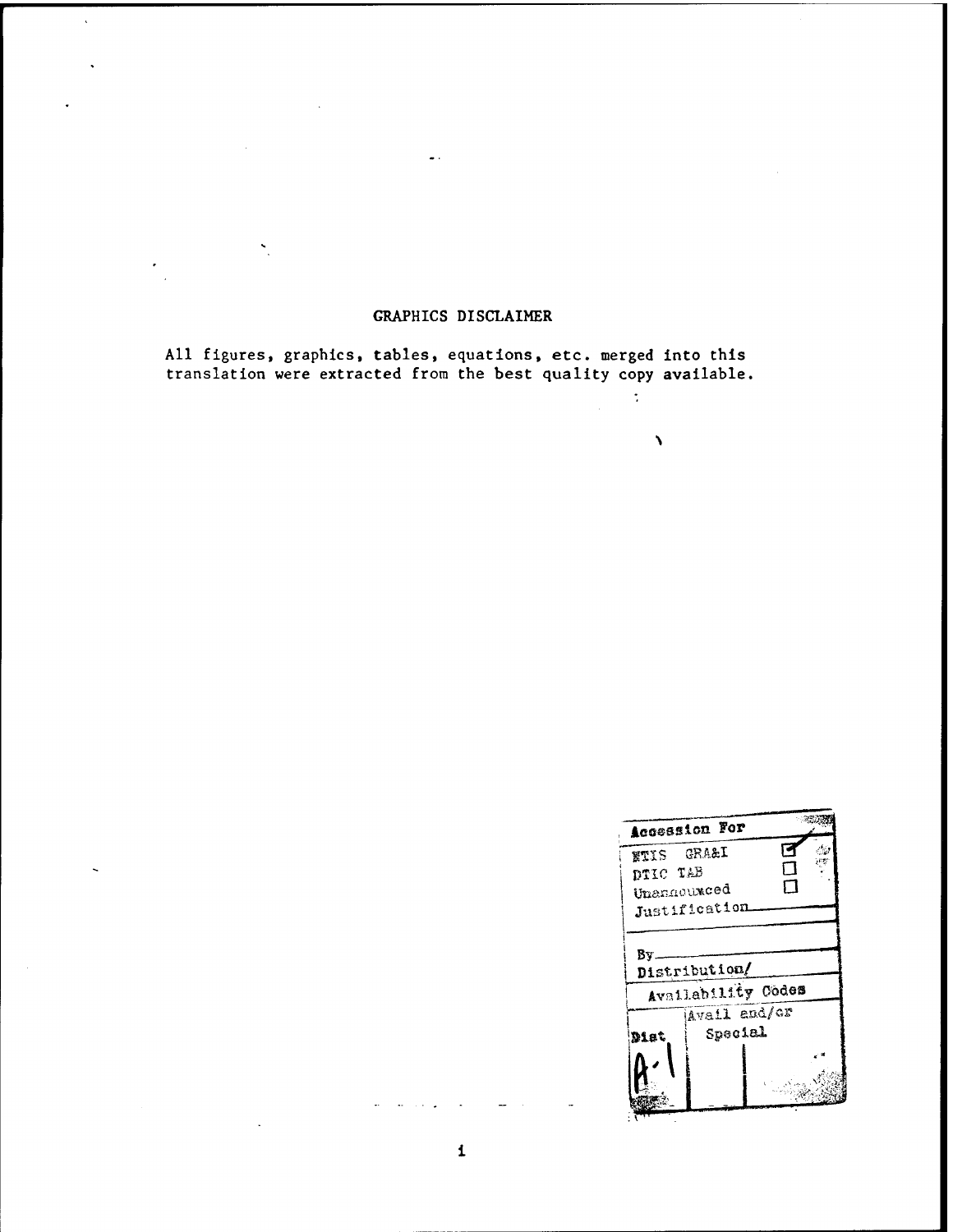GRAPHICS DISCLAIMER

All figures, graphics, tables, equations, etc. merged into this translation were extracted from the best quality copy available.

| Accession For | |
|---|---|
| NTIS GRA&I | ☑ |
| DTIC TAB | ☐ |
| Unannounced | ☐ |
| Justification | |
| By | |
| Distribution/ | |
| Availability Codes | |
| Dist | Avail and/or Special |
| A-1 | |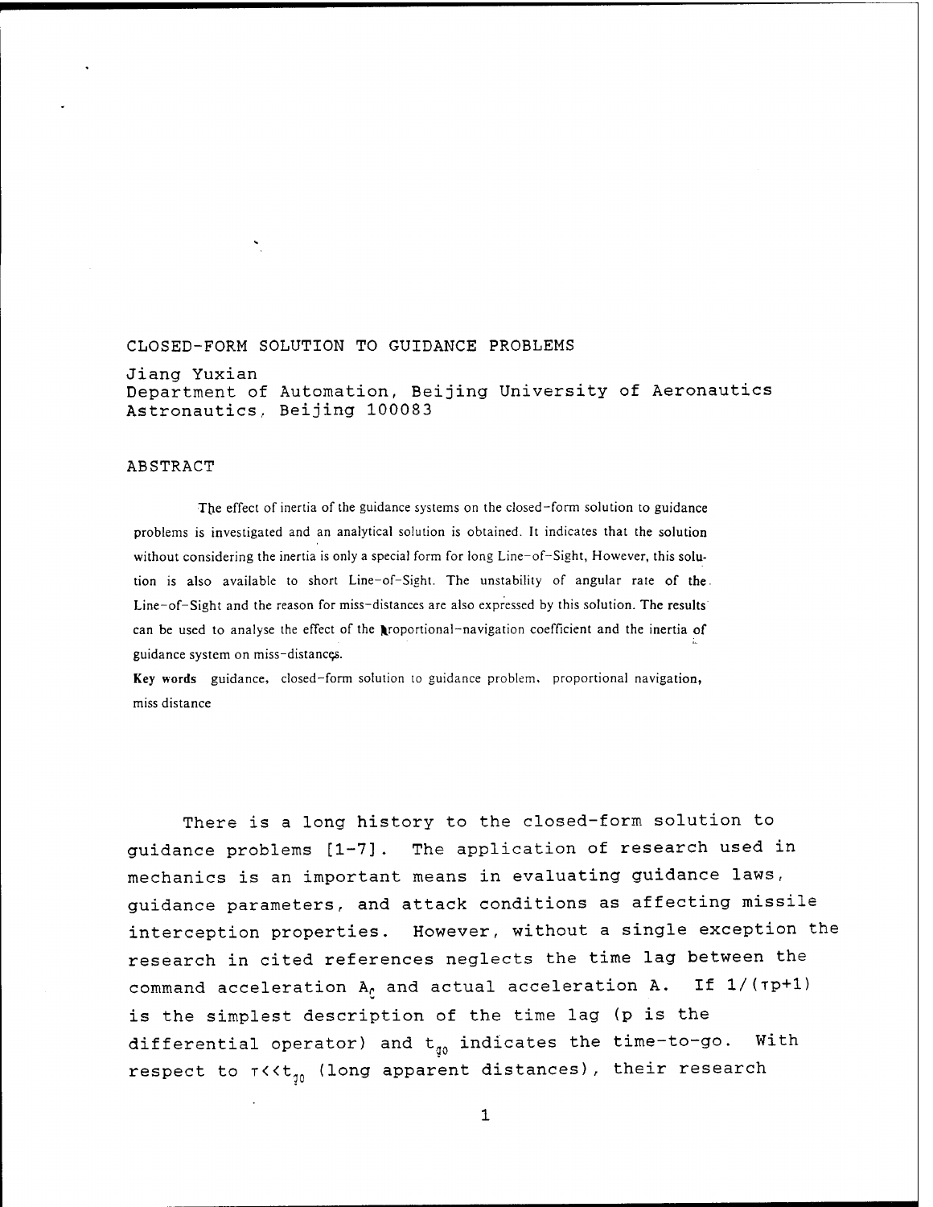# CLOSED-FORM SOLUTION TO GUIDANCE PROBLEMS

Jiang Yuxian
Department of Automation, Beijing University of Aeronautics Astronautics, Beijing 100083

## ABSTRACT

The effect of inertia of the guidance systems on the closed-form solution to guidance problems is investigated and an analytical solution is obtained. It indicates that the solution without considering the inertia is only a special form for long Line-of-Sight, However, this solution is also available to short Line-of-Sight. The unstability of angular rate of the Line-of-Sight and the reason for miss-distances are also expressed by this solution. The results can be used to analyse the effect of the proportional-navigation coefficient and the inertia of guidance system on miss-distances.

**Key words** guidance, closed-form solution to guidance problem, proportional navigation, miss distance

There is a long history to the closed-form solution to guidance problems [1-7]. The application of research used in mechanics is an important means in evaluating guidance laws, guidance parameters, and attack conditions as affecting missile interception properties. However, without a single exception the research in cited references neglects the time lag between the command acceleration $A_c$ and actual acceleration A. If $1/(\tau p+1)$ is the simplest description of the time lag (p is the differential operator) and $t_{go}$ indicates the time-to-go. With respect to $\tau \ll t_{go}$ (long apparent distances), their research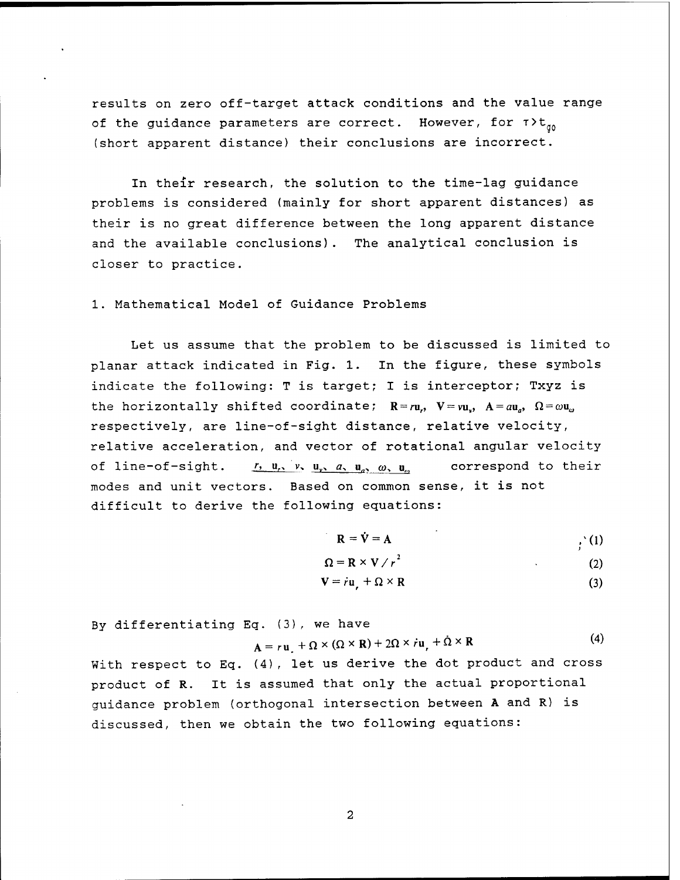results on zero off-target attack conditions and the value range of the guidance parameters are correct. However, for $\tau > t_{go}$ (short apparent distance) their conclusions are incorrect.

In their research, the solution to the time-lag guidance problems is considered (mainly for short apparent distances) as their is no great difference between the long apparent distance and the available conclusions). The analytical conclusion is closer to practice.

## 1. Mathematical Model of Guidance Problems

Let us assume that the problem to be discussed is limited to planar attack indicated in Fig. 1. In the figure, these symbols indicate the following: T is target; I is interceptor; Txyz is the horizontally shifted coordinate; $\mathbf{R} = r\mathbf{u}_r$, $\mathbf{V} = v\mathbf{u}_v$, $\mathbf{A} = a\mathbf{u}_a$, $\mathbf{\Omega} = \omega\mathbf{u}_\omega$ respectively, are line-of-sight distance, relative velocity, relative acceleration, and vector of rotational angular velocity of line-of-sight. $r$, $\mathbf{u}_r$, $v$, $\mathbf{u}_v$, $a$, $\mathbf{u}_a$, $\omega$, $\mathbf{u}_\omega$ correspond to their modes and unit vectors. Based on common sense, it is not difficult to derive the following equations:

$$\mathbf{R} = \dot{\mathbf{V}} = \mathbf{A} \tag{1}$$

$$\mathbf{\Omega} = \mathbf{R} \times \mathbf{V} / r^2 \tag{2}$$

$$\mathbf{V} = \dot{r}\mathbf{u}_r + \mathbf{\Omega} \times \mathbf{R} \tag{3}$$

By differentiating Eq. (3), we have

$$\mathbf{A} = \ddot{r}\mathbf{u}_r + \mathbf{\Omega} \times (\mathbf{\Omega} \times \mathbf{R}) + 2\mathbf{\Omega} \times \dot{r}\mathbf{u}_r + \dot{\mathbf{\Omega}} \times \mathbf{R} \tag{4}$$

With respect to Eq. (4), let us derive the dot product and cross product of R. It is assumed that only the actual proportional guidance problem (orthogonal intersection between **A** and R) is discussed, then we obtain the two following equations: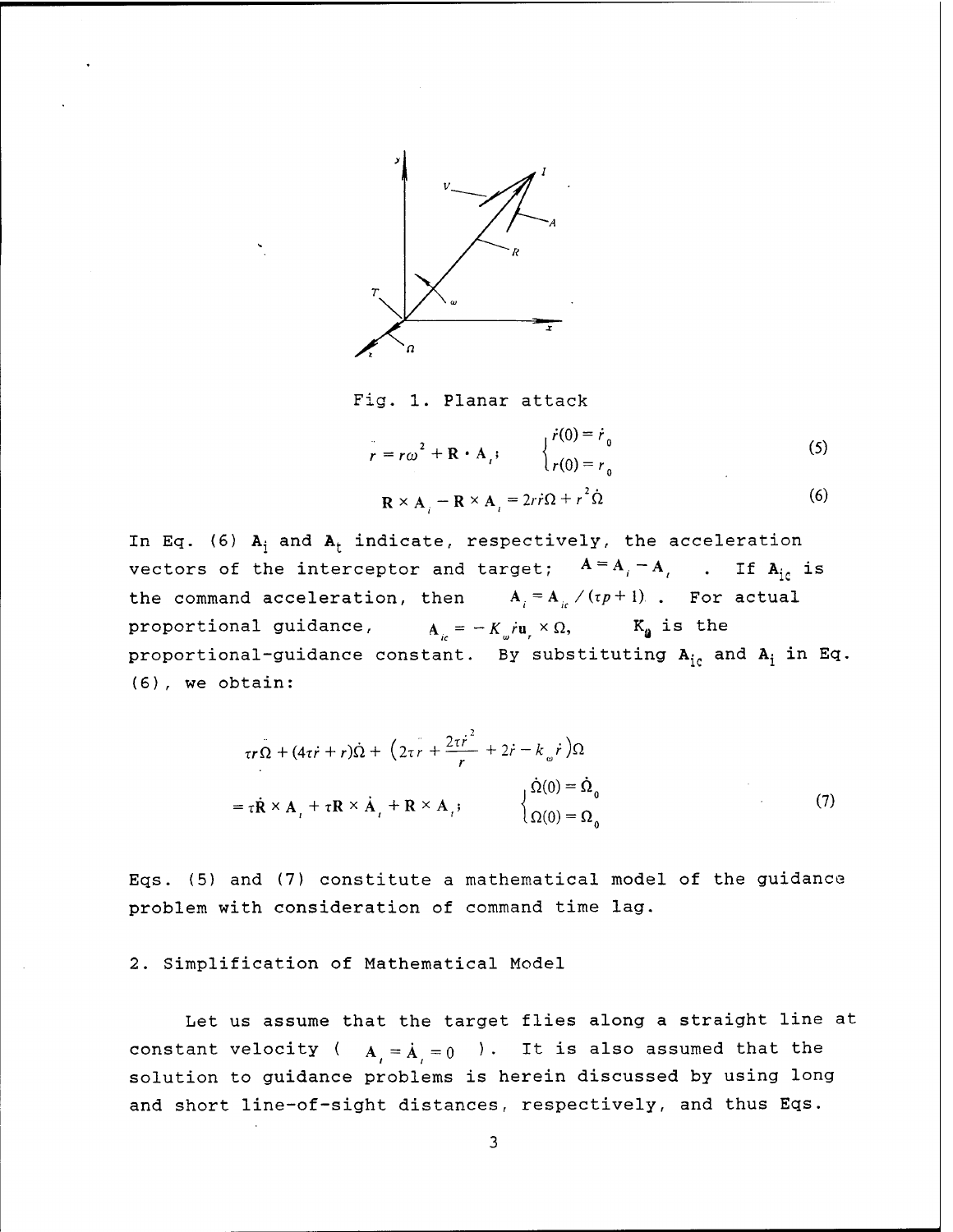Fig. 1. Planar attack

$$\ddot{r} = r\omega^2 + \mathbf{R} \cdot \mathbf{A}_t; \qquad \begin{cases} \dot{r}(0) = \dot{r}_0 \\ r(0) = r_0 \end{cases} \tag{5}$$

$$\mathbf{R} \times \mathbf{A}_i - \mathbf{R} \times \mathbf{A}_t = 2r\dot{r}\Omega + r^2\dot{\Omega} \tag{6}$$

In Eq. (6) $\mathbf{A}_i$ and $\mathbf{A}_t$ indicate, respectively, the acceleration vectors of the interceptor and target; $\mathbf{A} = \mathbf{A}_i - \mathbf{A}_t$ . If $\mathbf{A}_{ic}$ is the command acceleration, then $\mathbf{A}_i = \mathbf{A}_{ic} / (\tau p + 1)$ . For actual proportional guidance, $\mathbf{A}_{ic} = -K_\omega \dot{r} \mathbf{u}_r \times \Omega$, $K_\omega$ is the proportional-guidance constant. By substituting $\mathbf{A}_{ic}$ and $\mathbf{A}_i$ in Eq. (6), we obtain:

$$\begin{aligned} &\tau r\ddot{\Omega} + (4\tau\dot{r} + r)\dot{\Omega} + \left(2\tau\ddot{r} + \frac{2\tau\dot{r}^2}{r} + 2\dot{r} - k_\omega \dot{r}\right)\Omega \\ &= \tau\dot{\mathbf{R}} \times \mathbf{A}_t + \tau\mathbf{R} \times \dot{\mathbf{A}}_t + \mathbf{R} \times \mathbf{A}_t; \qquad \begin{cases} \dot{\Omega}(0) = \dot{\Omega}_0 \\ \Omega(0) = \Omega_0 \end{cases} \end{aligned} \tag{7}$$

Eqs. (5) and (7) constitute a mathematical model of the guidance problem with consideration of command time lag.

## 2. Simplification of Mathematical Model

Let us assume that the target flies along a straight line at constant velocity ( $\mathbf{A}_t = \dot{\mathbf{A}}_t = 0$ ). It is also assumed that the solution to guidance problems is herein discussed by using long and short line-of-sight distances, respectively, and thus Eqs.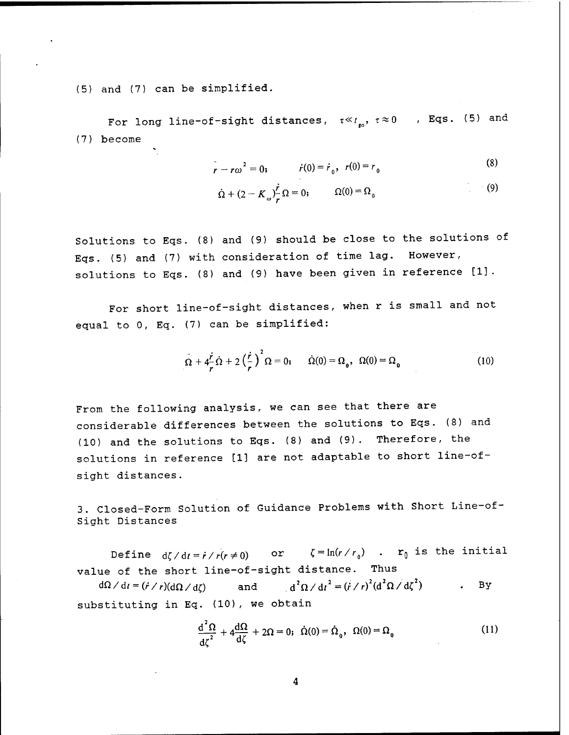(5) and (7) can be simplified.

For long line-of-sight distances, $\tau \ll t_{go}$, $\tau \approx 0$, Eqs. (5) and (7) become

$$\ddot{r} - r\omega^2 = 0; \qquad \dot{r}(0) = \dot{r}_0, \; r(0) = r_0 \tag{8}$$

$$\dot{\Omega} + (2 - K_\omega)\frac{\dot{r}}{r}\Omega = 0; \qquad \Omega(0) = \Omega_0 \tag{9}$$

Solutions to Eqs. (8) and (9) should be close to the solutions of Eqs. (5) and (7) with consideration of time lag. However, solutions to Eqs. (8) and (9) have been given in reference [1].

For short line-of-sight distances, when r is small and not equal to 0, Eq. (7) can be simplified:

$$\ddot{\Omega} + 4\frac{\dot{r}}{r}\dot{\Omega} + 2\left(\frac{\dot{r}}{r}\right)^2\Omega = 0; \qquad \dot{\Omega}(0) = \Omega_0, \; \Omega(0) = \Omega_0 \tag{10}$$

From the following analysis, we can see that there are considerable differences between the solutions to Eqs. (8) and (10) and the solutions to Eqs. (8) and (9). Therefore, the solutions in reference [1] are not adaptable to short line-of-sight distances.

## 3. Closed-Form Solution of Guidance Problems with Short Line-of-Sight Distances

Define $\mathrm{d}\zeta / \mathrm{d}t = \dot{r} / r (r \neq 0)$ or $\zeta = \ln(r / r_0)$ . $r_0$ is the initial value of the short line-of-sight distance. Thus $\mathrm{d}\Omega / \mathrm{d}t = (\dot{r} / r)(\mathrm{d}\Omega / \mathrm{d}\zeta)$ and $\mathrm{d}^2\Omega / \mathrm{d}t^2 = (\dot{r} / r)^2(\mathrm{d}^2\Omega / \mathrm{d}\zeta^2)$ . By substituting in Eq. (10), we obtain

$$\frac{\mathrm{d}^2\Omega}{\mathrm{d}\zeta^2} + 4\frac{\mathrm{d}\Omega}{\mathrm{d}\zeta} + 2\Omega = 0; \; \dot{\Omega}(0) = \dot{\Omega}_0, \; \Omega(0) = \Omega_0 \tag{11}$$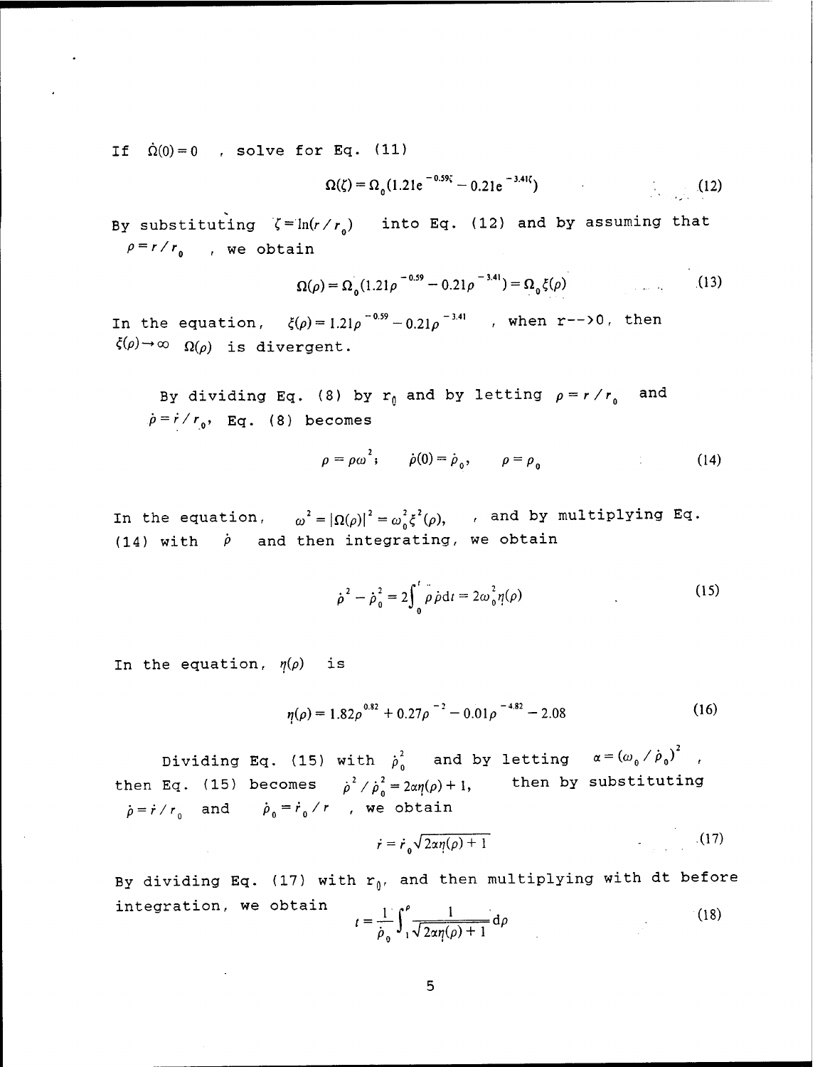If $\dot{\Omega}(0)=0$ , solve for Eq. (11)

$$\Omega(\zeta)=\Omega_0(1.21e^{-0.59\zeta}-0.21e^{-3.41\zeta}) \tag{12}$$

By substituting $\zeta=\ln(r/r_0)$ into Eq. (12) and by assuming that $\rho=r/r_0$ , we obtain

$$\Omega(\rho)=\Omega_0(1.21\rho^{-0.59}-0.21\rho^{-3.41})=\Omega_0\xi(\rho) \tag{13}$$

In the equation, $\xi(\rho)=1.21\rho^{-0.59}-0.21\rho^{-3.41}$ , when r-->0, then $\xi(\rho)\rightarrow\infty$ $\Omega(\rho)$ is divergent.

By dividing Eq. (8) by $r_0$ and by letting $\rho=r/r_0$ and $\dot{\rho}=\dot{r}/r_0$, Eq. (8) becomes

$$\rho=\rho\omega^2; \quad \dot{\rho}(0)=\dot{\rho}_0, \quad \rho=\rho_0 \tag{14}$$

In the equation, $\omega^2=|\Omega(\rho)|^2=\omega_0^2\xi^2(\rho),$ , and by multiplying Eq. (14) with $\dot{\rho}$ and then integrating, we obtain

$$\dot{\rho}^2-\dot{\rho}_0^2=2\int_0^t\ddot{\rho}\,\dot{\rho}\,\mathrm{d}t=2\omega_0^2\eta(\rho) \tag{15}$$

In the equation, $\eta(\rho)$ is

$$\eta(\rho)=1.82\rho^{0.82}+0.27\rho^{-2}-0.01\rho^{-4.82}-2.08 \tag{16}$$

Dividing Eq. (15) with $\dot{\rho}_0^2$ and by letting $\alpha=(\omega_0/\dot{\rho}_0)^2$ , then Eq. (15) becomes $\dot{\rho}^2/\dot{\rho}_0^2=2\alpha\eta(\rho)+1,$ then by substituting $\dot{\rho}=\dot{r}/r_0$ and $\dot{\rho}_0=\dot{r}_0/r$ , we obtain

$$\dot{r}=\dot{r}_0\sqrt{2\alpha\eta(\rho)+1} \tag{17}$$

By dividing Eq. (17) with $r_0$, and then multiplying with dt before integration, we obtain

$$t=\frac{1}{\dot{\rho}_0}\int_1^{\rho}\frac{1}{\sqrt{2\alpha\eta(\rho)+1}}\mathrm{d}\rho \tag{18}$$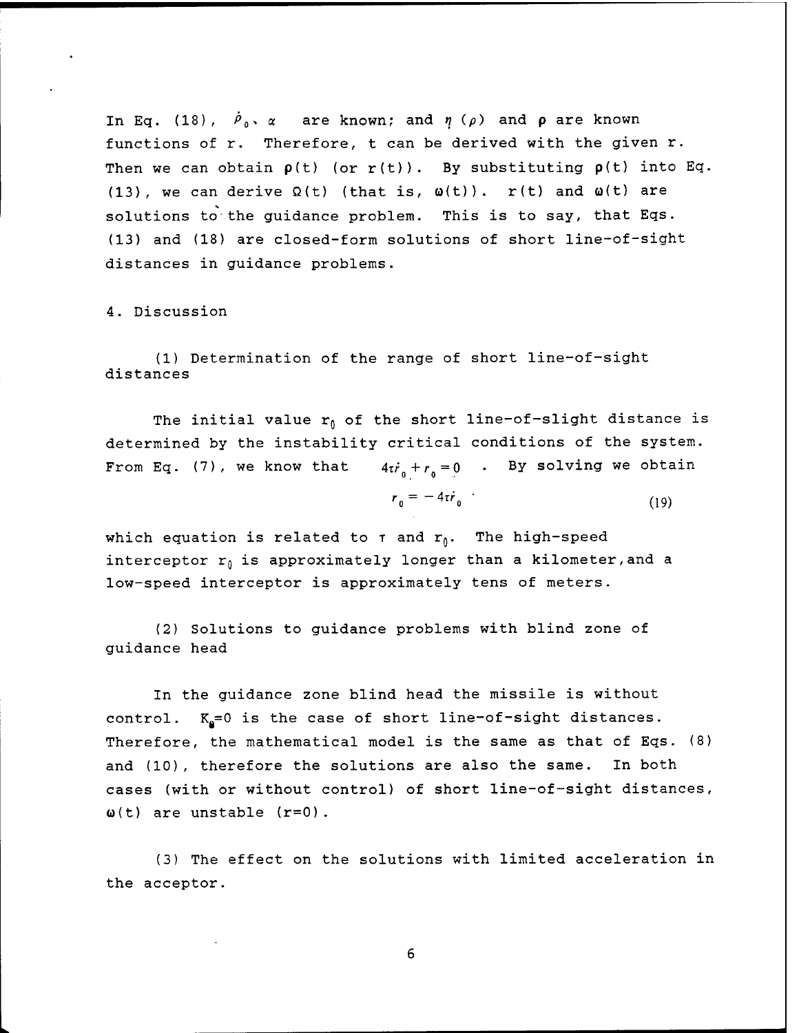In Eq. (18), $\dot{\rho}_0$、$\alpha$ are known; and $\eta(\rho)$ and $\rho$ are known functions of r. Therefore, t can be derived with the given r. Then we can obtain $\rho(t)$ (or $r(t)$). By substituting $\rho(t)$ into Eq. (13), we can derive $\Omega(t)$ (that is, $\omega(t)$). $r(t)$ and $\omega(t)$ are solutions to the guidance problem. This is to say, that Eqs. (13) and (18) are closed-form solutions of short line-of-sight distances in guidance problems.

4. Discussion

(1) Determination of the range of short line-of-sight distances

The initial value $r_0$ of the short line-of-slight distance is determined by the instability critical conditions of the system. From Eq. (7), we know that $4\tau\dot{r}_0 + r_0 = 0$. By solving we obtain

$$r_0 = -4\tau\dot{r}_0 \tag{19}$$

which equation is related to $\tau$ and $r_0$. The high-speed interceptor $r_0$ is approximately longer than a kilometer, and a low-speed interceptor is approximately tens of meters.

(2) Solutions to guidance problems with blind zone of guidance head

In the guidance zone blind head the missile is without control. $K_a$=0 is the case of short line-of-sight distances. Therefore, the mathematical model is the same as that of Eqs. (8) and (10), therefore the solutions are also the same. In both cases (with or without control) of short line-of-sight distances, $\omega(t)$ are unstable ($r$=0).

(3) The effect on the solutions with limited acceleration in the acceptor.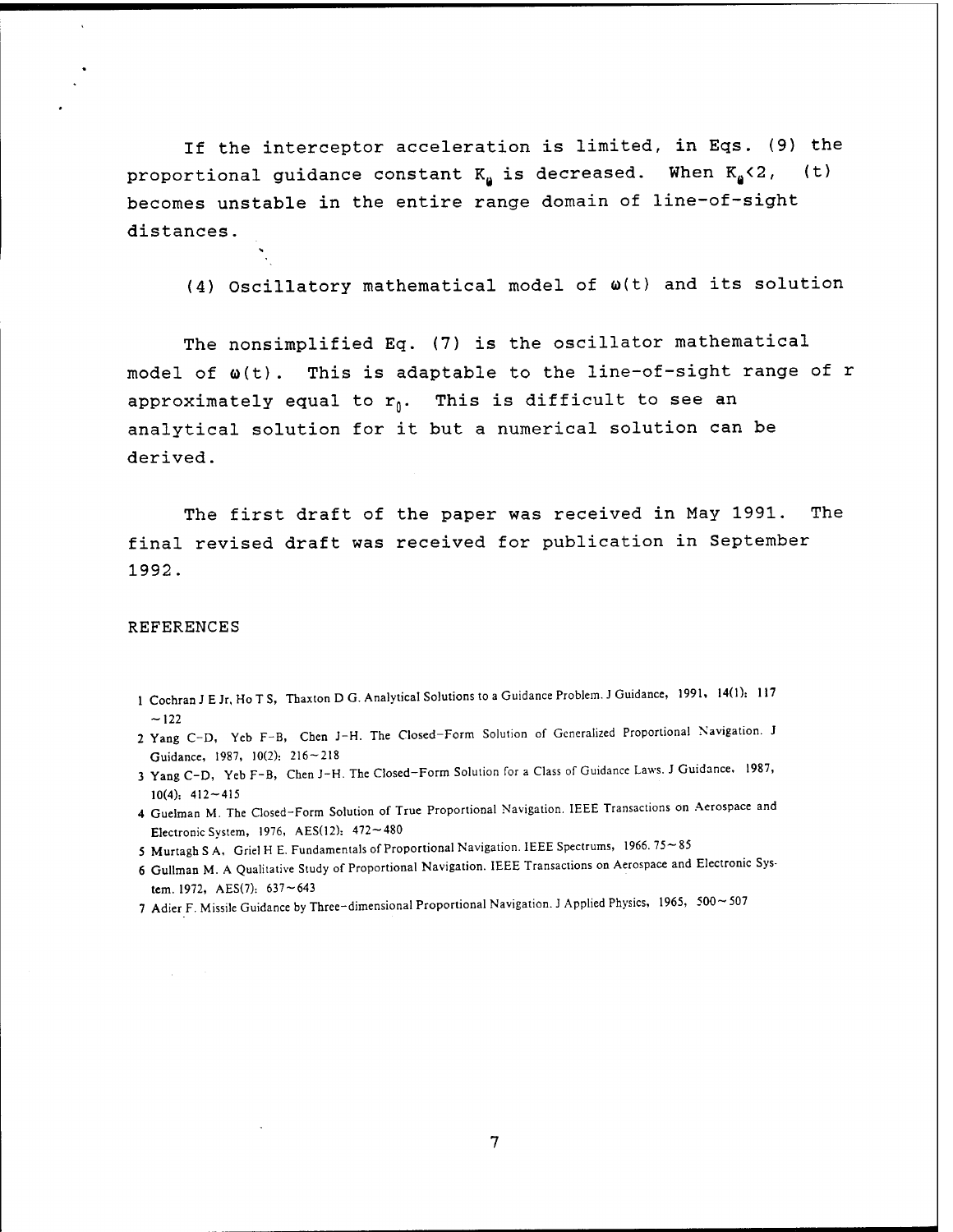If the interceptor acceleration is limited, in Eqs. (9) the proportional guidance constant $K_\omega$ is decreased. When $K_\omega<2$, (t) becomes unstable in the entire range domain of line-of-sight distances.

(4) Oscillatory mathematical model of $\omega(t)$ and its solution

The nonsimplified Eq. (7) is the oscillator mathematical model of $\omega(t)$. This is adaptable to the line-of-sight range of r approximately equal to $r_0$. This is difficult to see an analytical solution for it but a numerical solution can be derived.

The first draft of the paper was received in May 1991. The final revised draft was received for publication in September 1992.

REFERENCES

1 Cochran J E Jr, Ho T S, Thaxton D G. Analytical Solutions to a Guidance Problem. J Guidance, 1991, 14(1): 117~122

2 Yang C-D, Yeb F-B, Chen J-H. The Closed-Form Solution of Generalized Proportional Navigation. J Guidance, 1987, 10(2): 216~218

3 Yang C-D, Yeb F-B, Chen J-H. The Closed-Form Solution for a Class of Guidance Laws. J Guidance, 1987, 10(4): 412~415

4 Guelman M. The Closed-Form Solution of True Proportional Navigation. IEEE Transactions on Aerospace and Electronic System, 1976, AES(12): 472~480

5 Murtagh S A, Griel H E. Fundamentals of Proportional Navigation. IEEE Spectrums, 1966. 75~85

6 Gullman M. A Qualitative Study of Proportional Navigation. IEEE Transactions on Aerospace and Electronic System. 1972, AES(7): 637~643

7 Adier F. Missile Guidance by Three-dimensional Proportional Navigation. J Applied Physics, 1965, 500~507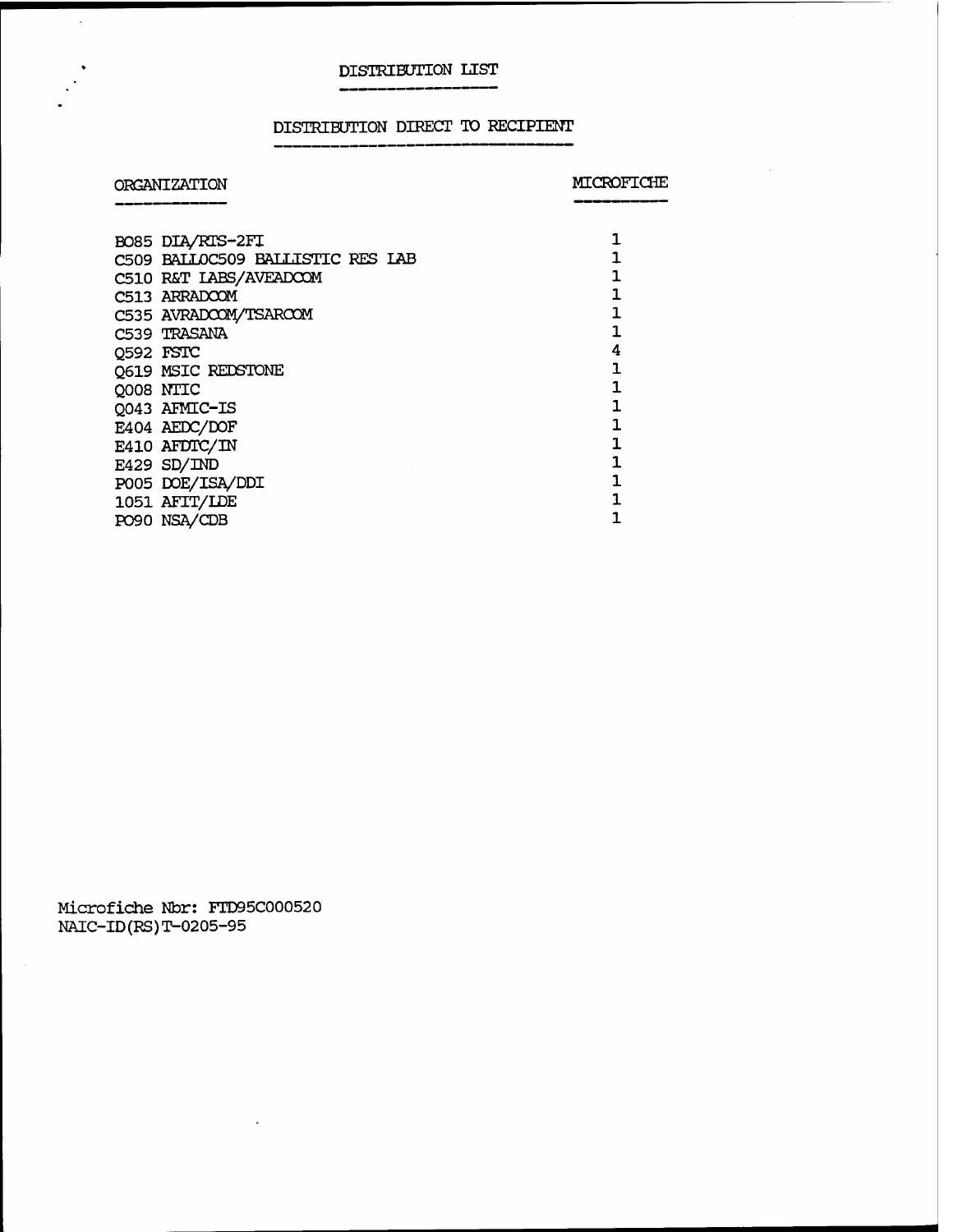# DISTRIBUTION LIST

## DISTRIBUTION DIRECT TO RECIPIENT

| ORGANIZATION | MICROFICHE |
| --- | --- |
| B085 DIA/RTS-2FI | 1 |
| C509 BALLOC509 BALLISTIC RES LAB | 1 |
| C510 R&T LABS/AVEADCOM | 1 |
| C513 ARRADCOM | 1 |
| C535 AVRADCOM/TSARCOM | 1 |
| C539 TRASANA | 1 |
| Q592 FSTC | 4 |
| Q619 MSIC REDSTONE | 1 |
| Q008 NTIC | 1 |
| Q043 AFMIC-IS | 1 |
| E404 AEDC/DOF | 1 |
| E410 AFDTC/IN | 1 |
| E429 SD/IND | 1 |
| P005 DOE/ISA/DDI | 1 |
| 1051 AFIT/LDE | 1 |
| P090 NSA/CDB | 1 |

Microfiche Nbr: FTD95C000520
NAIC-ID(RS)T-0205-95